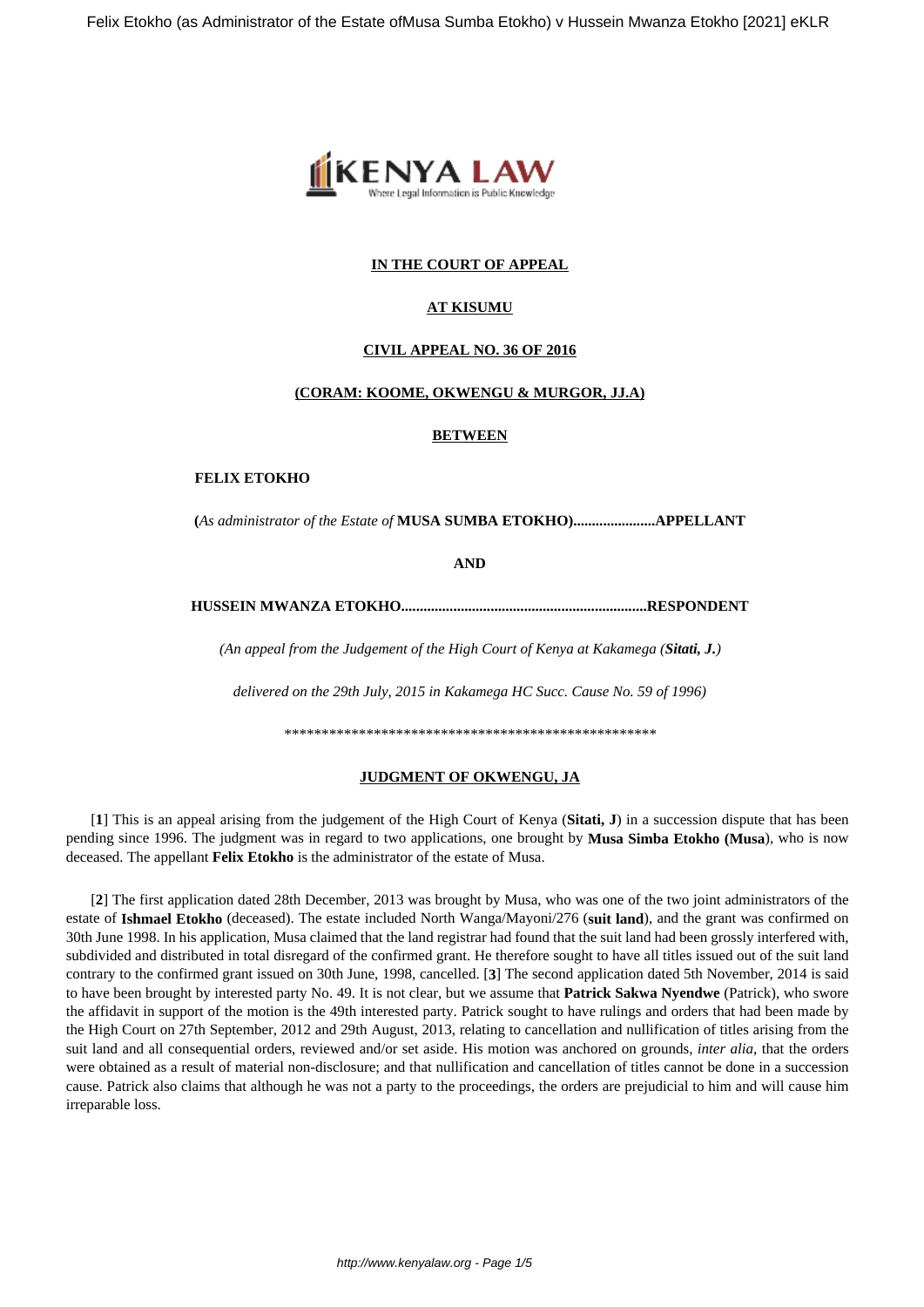# IN THE COURT OF APPEAL

## AT KISUMU

### CIVIL APPEAL NO. 36 OF 2016

### (CORAM: KOOME, OKWENGU & MURGOR, JJ.A)

**BETWEEN**

**FELIX ETOKHO**

**(***As administrator of the Estate of* **MUSA SUMBA ETOKHO)......................APPELLANT**

**AND**

**HUSSEIN MWANZA ETOKHO.................................................................RESPONDENT**

*(An appeal from the Judgement of the High Court of Kenya at Kakamega (***Sitati, J.***)*

*delivered on the 29th July, 2015 in Kakamega HC Succ. Cause No. 59 of 1996)*

\*\*\*\*\*\*\*\*\*\*\*\*\*\*\*\*\*\*\*\*\*\*\*\*\*\*\*\*\*\*\*\*\*\*\*\*\*\*\*\*\*\*\*\*\*\*\*\*\*\*\*\*\*\*\*

### JUDGMENT OF OKWENGU, JA

[**1**] This is an appeal arising from the judgement of the High Court of Kenya (**Sitati, J**) in a succession dispute that has been pending since 1996. The judgment was in regard to two applications, one brought by **Musa Simba Etokho (Musa**), who is now deceased. The appellant **Felix Etokho** is the administrator of the estate of Musa.

[**2**] The first application dated 28th December, 2013 was brought by Musa, who was one of the two joint administrators of the estate of **Ishmael Etokho** (deceased). The estate included North Wanga/Mayoni/276 (**suit land**), and the grant was confirmed on 30th June 1998. In his application, Musa claimed that the land registrar had found that the suit land had been grossly interfered with, subdivided and distributed in total disregard of the confirmed grant. He therefore sought to have all titles issued out of the suit land contrary to the confirmed grant issued on 30th June, 1998, cancelled. [**3**] The second application dated 5th November, 2014 is said to have been brought by interested party No. 49. It is not clear, but we assume that **Patrick Sakwa Nyendwe** (Patrick), who swore the affidavit in support of the motion is the 49th interested party. Patrick sought to have rulings and orders that had been made by the High Court on 27th September, 2012 and 29th August, 2013, relating to cancellation and nullification of titles arising from the suit land and all consequential orders, reviewed and/or set aside. His motion was anchored on grounds, *inter alia*, that the orders were obtained as a result of material non-disclosure; and that nullification and cancellation of titles cannot be done in a succession cause. Patrick also claims that although he was not a party to the proceedings, the orders are prejudicial to him and will cause him irreparable loss.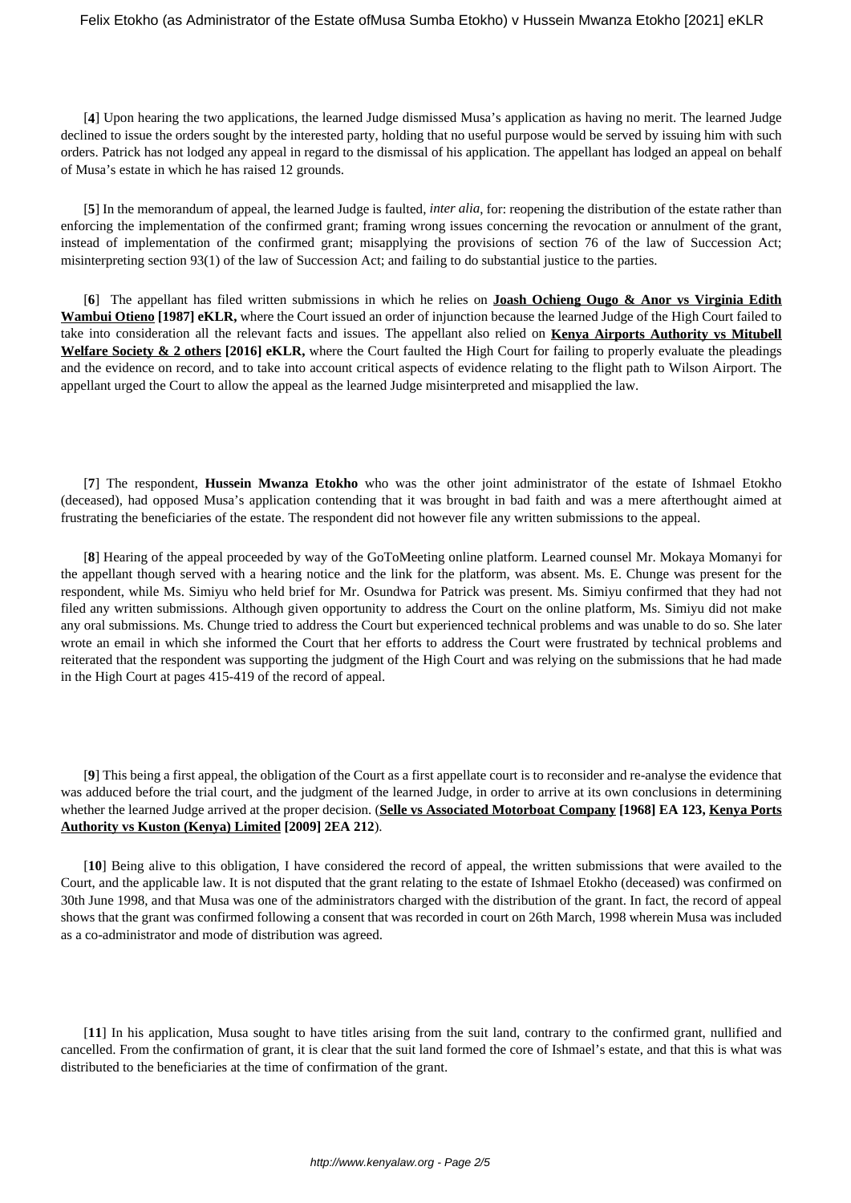[**4**] Upon hearing the two applications, the learned Judge dismissed Musa's application as having no merit. The learned Judge declined to issue the orders sought by the interested party, holding that no useful purpose would be served by issuing him with such orders. Patrick has not lodged any appeal in regard to the dismissal of his application. The appellant has lodged an appeal on behalf of Musa's estate in which he has raised 12 grounds.

[**5**] In the memorandum of appeal, the learned Judge is faulted, *inter alia*, for: reopening the distribution of the estate rather than enforcing the implementation of the confirmed grant; framing wrong issues concerning the revocation or annulment of the grant, instead of implementation of the confirmed grant; misapplying the provisions of section 76 of the law of Succession Act; misinterpreting section 93(1) of the law of Succession Act; and failing to do substantial justice to the parties.

[**6**] The appellant has filed written submissions in which he relies on **Joash Ochieng Ougo & Anor vs Virginia Edith Wambui Otieno [1987] eKLR,** where the Court issued an order of injunction because the learned Judge of the High Court failed to take into consideration all the relevant facts and issues. The appellant also relied on **Kenya Airports Authority vs Mitubell Welfare Society & 2 others [2016] eKLR,** where the Court faulted the High Court for failing to properly evaluate the pleadings and the evidence on record, and to take into account critical aspects of evidence relating to the flight path to Wilson Airport. The appellant urged the Court to allow the appeal as the learned Judge misinterpreted and misapplied the law.

[**7**] The respondent, **Hussein Mwanza Etokho** who was the other joint administrator of the estate of Ishmael Etokho (deceased), had opposed Musa's application contending that it was brought in bad faith and was a mere afterthought aimed at frustrating the beneficiaries of the estate. The respondent did not however file any written submissions to the appeal.

[**8**] Hearing of the appeal proceeded by way of the GoToMeeting online platform. Learned counsel Mr. Mokaya Momanyi for the appellant though served with a hearing notice and the link for the platform, was absent. Ms. E. Chunge was present for the respondent, while Ms. Simiyu who held brief for Mr. Osundwa for Patrick was present. Ms. Simiyu confirmed that they had not filed any written submissions. Although given opportunity to address the Court on the online platform, Ms. Simiyu did not make any oral submissions. Ms. Chunge tried to address the Court but experienced technical problems and was unable to do so. She later wrote an email in which she informed the Court that her efforts to address the Court were frustrated by technical problems and reiterated that the respondent was supporting the judgment of the High Court and was relying on the submissions that he had made in the High Court at pages 415-419 of the record of appeal.

[**9**] This being a first appeal, the obligation of the Court as a first appellate court is to reconsider and re-analyse the evidence that was adduced before the trial court, and the judgment of the learned Judge, in order to arrive at its own conclusions in determining whether the learned Judge arrived at the proper decision. (**Selle vs Associated Motorboat Company [1968] EA 123, Kenya Ports Authority vs Kuston (Kenya) Limited [2009] 2EA 212**).

[**10**] Being alive to this obligation, I have considered the record of appeal, the written submissions that were availed to the Court, and the applicable law. It is not disputed that the grant relating to the estate of Ishmael Etokho (deceased) was confirmed on 30th June 1998, and that Musa was one of the administrators charged with the distribution of the grant. In fact, the record of appeal shows that the grant was confirmed following a consent that was recorded in court on 26th March, 1998 wherein Musa was included as a co-administrator and mode of distribution was agreed.

[**11**] In his application, Musa sought to have titles arising from the suit land, contrary to the confirmed grant, nullified and cancelled. From the confirmation of grant, it is clear that the suit land formed the core of Ishmael's estate, and that this is what was distributed to the beneficiaries at the time of confirmation of the grant.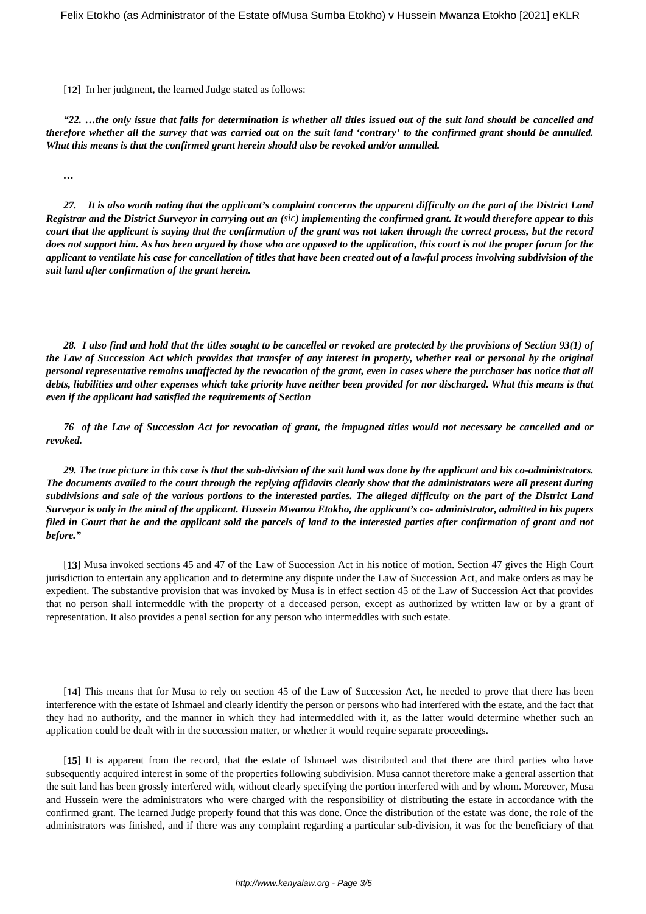[**12**] In her judgment, the learned Judge stated as follows:

***"22. …the only issue that falls for determination is whether all titles issued out of the suit land should be cancelled and therefore whether all the survey that was carried out on the suit land 'contrary' to the confirmed grant should be annulled. What this means is that the confirmed grant herein should also be revoked and/or annulled.***

***…***

***27. It is also worth noting that the applicant's complaint concerns the apparent difficulty on the part of the District Land Registrar and the District Surveyor in carrying out an (sic) implementing the confirmed grant. It would therefore appear to this court that the applicant is saying that the confirmation of the grant was not taken through the correct process, but the record does not support him. As has been argued by those who are opposed to the application, this court is not the proper forum for the applicant to ventilate his case for cancellation of titles that have been created out of a lawful process involving subdivision of the suit land after confirmation of the grant herein.***

***28. I also find and hold that the titles sought to be cancelled or revoked are protected by the provisions of Section 93(1) of the Law of Succession Act which provides that transfer of any interest in property, whether real or personal by the original personal representative remains unaffected by the revocation of the grant, even in cases where the purchaser has notice that all debts, liabilities and other expenses which take priority have neither been provided for nor discharged. What this means is that even if the applicant had satisfied the requirements of Section***

***76 of the Law of Succession Act for revocation of grant, the impugned titles would not necessary be cancelled and or revoked.***

***29. The true picture in this case is that the sub-division of the suit land was done by the applicant and his co-administrators. The documents availed to the court through the replying affidavits clearly show that the administrators were all present during subdivisions and sale of the various portions to the interested parties. The alleged difficulty on the part of the District Land Surveyor is only in the mind of the applicant. Hussein Mwanza Etokho, the applicant's co- administrator, admitted in his papers filed in Court that he and the applicant sold the parcels of land to the interested parties after confirmation of grant and not before."***

[**13**] Musa invoked sections 45 and 47 of the Law of Succession Act in his notice of motion. Section 47 gives the High Court jurisdiction to entertain any application and to determine any dispute under the Law of Succession Act, and make orders as may be expedient. The substantive provision that was invoked by Musa is in effect section 45 of the Law of Succession Act that provides that no person shall intermeddle with the property of a deceased person, except as authorized by written law or by a grant of representation. It also provides a penal section for any person who intermeddles with such estate.

[**14**] This means that for Musa to rely on section 45 of the Law of Succession Act, he needed to prove that there has been interference with the estate of Ishmael and clearly identify the person or persons who had interfered with the estate, and the fact that they had no authority, and the manner in which they had intermeddled with it, as the latter would determine whether such an application could be dealt with in the succession matter, or whether it would require separate proceedings.

[**15**] It is apparent from the record, that the estate of Ishmael was distributed and that there are third parties who have subsequently acquired interest in some of the properties following subdivision. Musa cannot therefore make a general assertion that the suit land has been grossly interfered with, without clearly specifying the portion interfered with and by whom. Moreover, Musa and Hussein were the administrators who were charged with the responsibility of distributing the estate in accordance with the confirmed grant. The learned Judge properly found that this was done. Once the distribution of the estate was done, the role of the administrators was finished, and if there was any complaint regarding a particular sub-division, it was for the beneficiary of that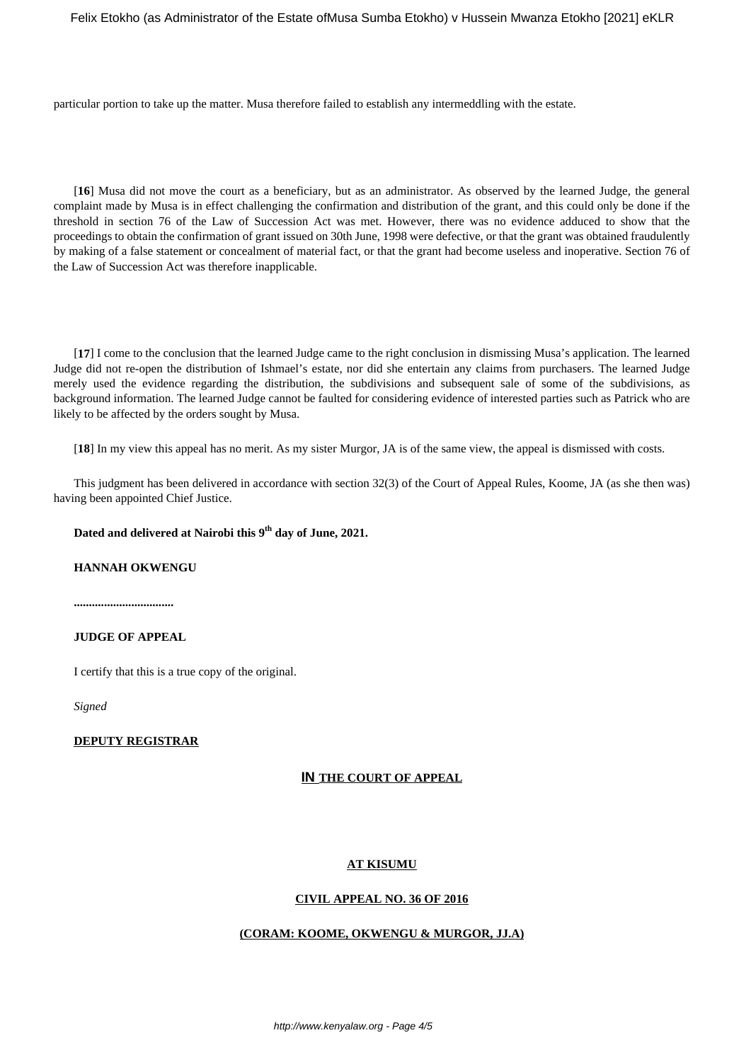particular portion to take up the matter. Musa therefore failed to establish any intermeddling with the estate.

[**16**] Musa did not move the court as a beneficiary, but as an administrator. As observed by the learned Judge, the general complaint made by Musa is in effect challenging the confirmation and distribution of the grant, and this could only be done if the threshold in section 76 of the Law of Succession Act was met. However, there was no evidence adduced to show that the proceedings to obtain the confirmation of grant issued on 30th June, 1998 were defective, or that the grant was obtained fraudulently by making of a false statement or concealment of material fact, or that the grant had become useless and inoperative. Section 76 of the Law of Succession Act was therefore inapplicable.

[**17**] I come to the conclusion that the learned Judge came to the right conclusion in dismissing Musa's application. The learned Judge did not re-open the distribution of Ishmael's estate, nor did she entertain any claims from purchasers. The learned Judge merely used the evidence regarding the distribution, the subdivisions and subsequent sale of some of the subdivisions, as background information. The learned Judge cannot be faulted for considering evidence of interested parties such as Patrick who are likely to be affected by the orders sought by Musa.

[**18**] In my view this appeal has no merit. As my sister Murgor, JA is of the same view, the appeal is dismissed with costs.

This judgment has been delivered in accordance with section 32(3) of the Court of Appeal Rules, Koome, JA (as she then was) having been appointed Chief Justice.

**Dated and delivered at Nairobi this 9th day of June, 2021.**

**HANNAH OKWENGU**

**................................**

**JUDGE OF APPEAL**

I certify that this is a true copy of the original.

*Signed*

**DEPUTY REGISTRAR**

**IN THE COURT OF APPEAL**

**AT KISUMU**

**CIVIL APPEAL NO. 36 OF 2016**

**(CORAM: KOOME, OKWENGU & MURGOR, JJ.A)**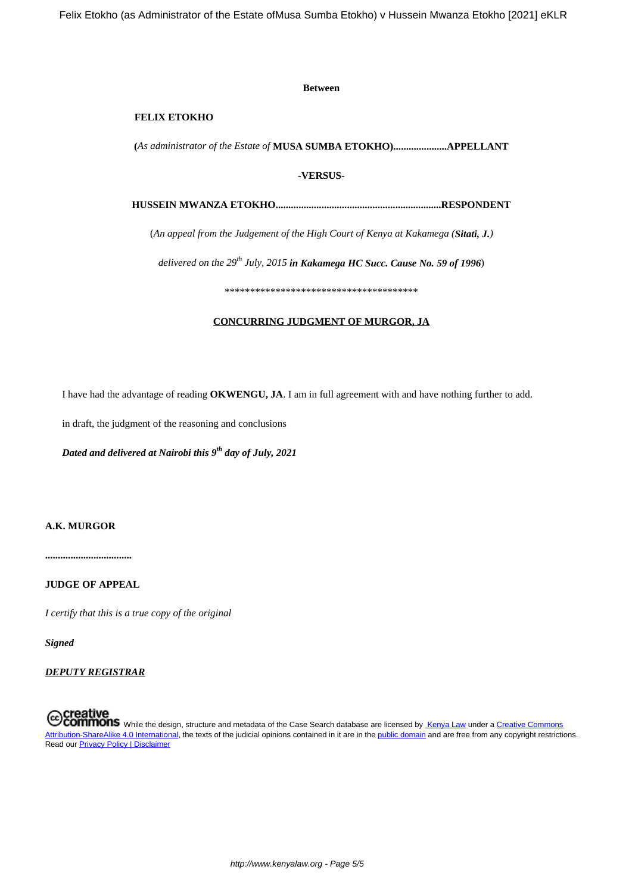**Between**

**FELIX ETOKHO**

**(***As administrator of the Estate of* **MUSA SUMBA ETOKHO)....................APPELLANT**

**-VERSUS-**

**HUSSEIN MWANZA ETOKHO................................................................RESPONDENT**

(*An appeal from the Judgement of the High Court of Kenya at Kakamega (**Sitati, J.**)*

*delivered on the 29th July, 2015* ***in Kakamega HC Succ. Cause No. 59 of 1996***)

\*\*\*\*\*\*\*\*\*\*\*\*\*\*\*\*\*\*\*\*\*\*\*\*\*\*\*\*\*\*\*\*\*\*\*\*\*\*\*\*

**CONCURRING JUDGMENT OF MURGOR, JA**

I have had the advantage of reading **OKWENGU, JA**. I am in full agreement with and have nothing further to add.

in draft, the judgment of the reasoning and conclusions

***Dated and delivered at Nairobi this 9th day of July, 2021***

**A.K. MURGOR**

**.................................**

**JUDGE OF APPEAL**

*I certify that this is a true copy of the original*

***Signed***

***DEPUTY REGISTRAR***

While the design, structure and metadata of the Case Search database are licensed by Kenya Law under a Creative Commons Attribution-ShareAlike 4.0 International, the texts of the judicial opinions contained in it are in the public domain and are free from any copyright restrictions. Read our Privacy Policy | Disclaimer